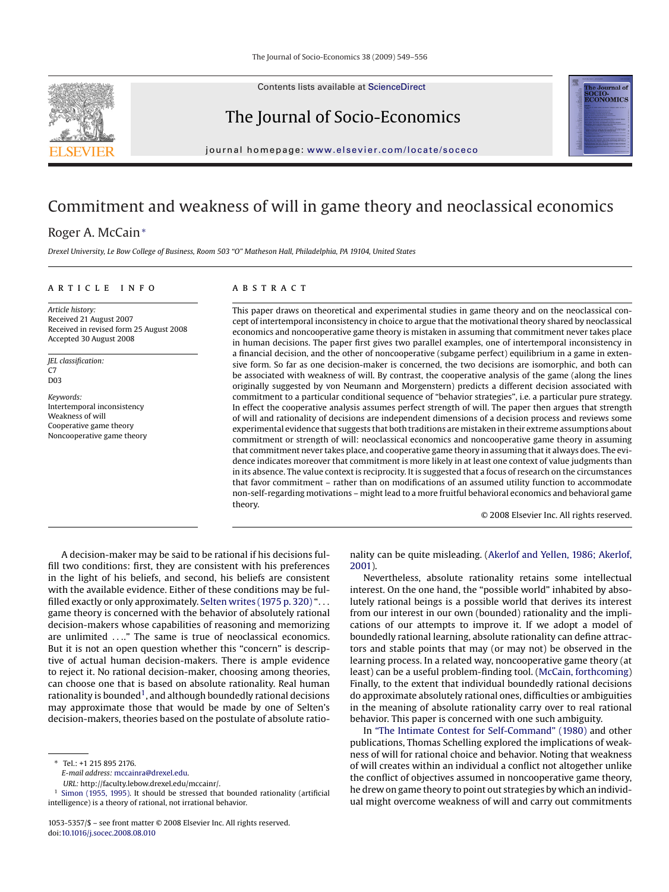# Commitment and weakness of will in game theory and neoclassical economics

Roger A. McCain*

*Drexel University, Le Bow College of Business, Room 503 "O" Matheson Hall, Philadelphia, PA 19104, United States*

## ARTICLE INFO

*Article history:*
Received 21 August 2007
Received in revised form 25 August 2008
Accepted 30 August 2008

*JEL classification:*
C7
D03

*Keywords:*
Intertemporal inconsistency
Weakness of will
Cooperative game theory
Noncooperative game theory

## ABSTRACT

This paper draws on theoretical and experimental studies in game theory and on the neoclassical concept of intertemporal inconsistency in choice to argue that the motivational theory shared by neoclassical economics and noncooperative game theory is mistaken in assuming that commitment never takes place in human decisions. The paper first gives two parallel examples, one of intertemporal inconsistency in a financial decision, and the other of noncooperative (subgame perfect) equilibrium in a game in extensive form. So far as one decision-maker is concerned, the two decisions are isomorphic, and both can be associated with weakness of will. By contrast, the cooperative analysis of the game (along the lines originally suggested by von Neumann and Morgenstern) predicts a different decision associated with commitment to a particular conditional sequence of "behavior strategies", i.e. a particular pure strategy. In effect the cooperative analysis assumes perfect strength of will. The paper then argues that strength of will and rationality of decisions are independent dimensions of a decision process and reviews some experimental evidence that suggests that both traditions are mistaken in their extreme assumptions about commitment or strength of will: neoclassical economics and noncooperative game theory in assuming that commitment never takes place, and cooperative game theory in assuming that it always does. The evidence indicates moreover that commitment is more likely in at least one context of value judgments than in its absence. The value context is reciprocity. It is suggested that a focus of research on the circumstances that favor commitment – rather than on modifications of an assumed utility function to accommodate non-self-regarding motivations – might lead to a more fruitful behavioral economics and behavioral game theory.

© 2008 Elsevier Inc. All rights reserved.

A decision-maker may be said to be rational if his decisions fulfill two conditions: first, they are consistent with his preferences in the light of his beliefs, and second, his beliefs are consistent with the available evidence. Either of these conditions may be fulfilled exactly or only approximately. Selten writes (1975 p. 320) "... game theory is concerned with the behavior of absolutely rational decision-makers whose capabilities of reasoning and memorizing are unlimited ...." The same is true of neoclassical economics. But it is not an open question whether this "concern" is descriptive of actual human decision-makers. There is ample evidence to reject it. No rational decision-maker, choosing among theories, can choose one that is based on absolute rationality. Real human rationality is bounded[1], and although boundedly rational decisions may approximate those that would be made by one of Selten's decision-makers, theories based on the postulate of absolute rationality can be quite misleading. (Akerlof and Yellen, 1986; Akerlof, 2001).

Nevertheless, absolute rationality retains some intellectual interest. On the one hand, the "possible world" inhabited by absolutely rational beings is a possible world that derives its interest from our interest in our own (bounded) rationality and the implications of our attempts to improve it. If we adopt a model of boundedly rational learning, absolute rationality can define attractors and stable points that may (or may not) be observed in the learning process. In a related way, noncooperative game theory (at least) can be a useful problem-finding tool. (McCain, forthcoming) Finally, to the extent that individual boundedly rational decisions do approximate absolutely rational ones, difficulties or ambiguities in the meaning of absolute rationality carry over to real rational behavior. This paper is concerned with one such ambiguity.

In "The Intimate Contest for Self-Command" (1980) and other publications, Thomas Schelling explored the implications of weakness of will for rational choice and behavior. Noting that weakness of will creates within an individual a conflict not altogether unlike the conflict of objectives assumed in noncooperative game theory, he drew on game theory to point out strategies by which an individual might overcome weakness of will and carry out commitments

---

* Tel.: +1 215 895 2176.
*E-mail address:* mccainra@drexel.edu.
*URL:* http://faculty.lebow.drexel.edu/mccainr/.

[1] Simon (1955, 1995). It should be stressed that bounded rationality (artificial intelligence) is a theory of rational, not irrational behavior.

1053-5357/$ – see front matter © 2008 Elsevier Inc. All rights reserved.
doi:10.1016/j.socec.2008.08.010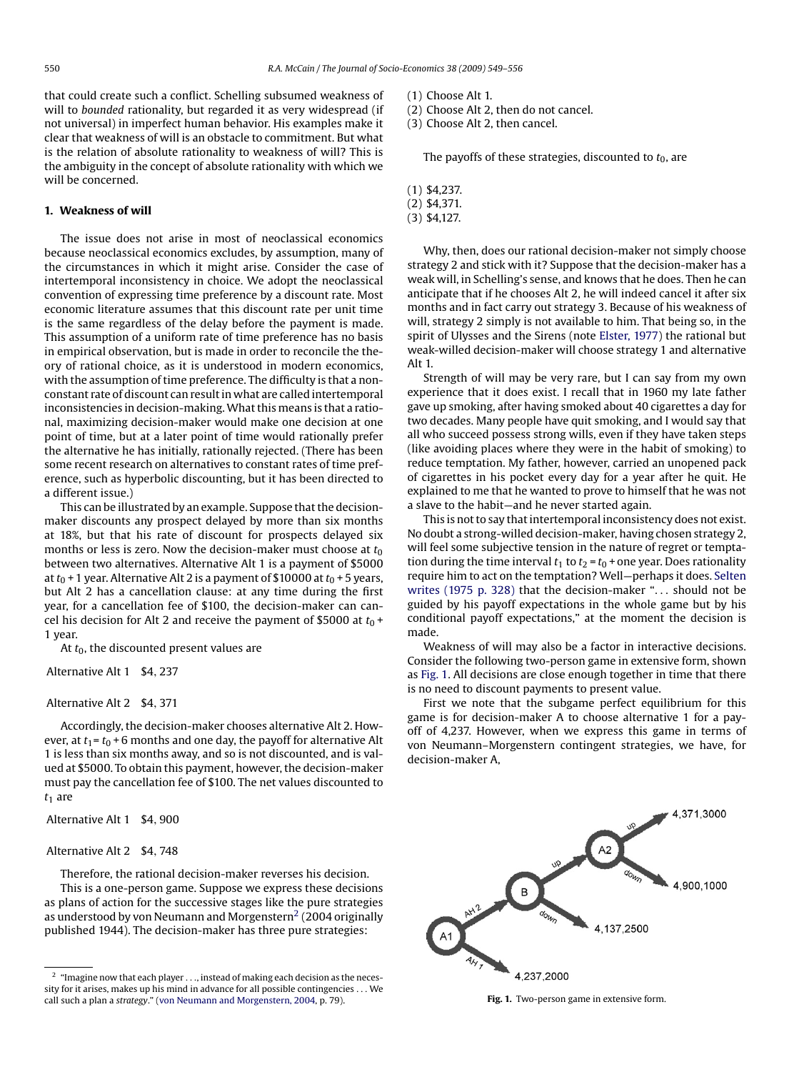that could create such a conflict. Schelling subsumed weakness of will to *bounded* rationality, but regarded it as very widespread (if not universal) in imperfect human behavior. His examples make it clear that weakness of will is an obstacle to commitment. But what is the relation of absolute rationality to weakness of will? This is the ambiguity in the concept of absolute rationality with which we will be concerned.

## 1. Weakness of will

The issue does not arise in most of neoclassical economics because neoclassical economics excludes, by assumption, many of the circumstances in which it might arise. Consider the case of intertemporal inconsistency in choice. We adopt the neoclassical convention of expressing time preference by a discount rate. Most economic literature assumes that this discount rate per unit time is the same regardless of the delay before the payment is made. This assumption of a uniform rate of time preference has no basis in empirical observation, but is made in order to reconcile the theory of rational choice, as it is understood in modern economics, with the assumption of time preference. The difficulty is that a non-constant rate of discount can result in what are called intertemporal inconsistencies in decision-making. What this means is that a rational, maximizing decision-maker would make one decision at one point of time, but at a later point of time would rationally prefer the alternative he has initially, rationally rejected. (There has been some recent research on alternatives to constant rates of time preference, such as hyperbolic discounting, but it has been directed to a different issue.)

This can be illustrated by an example. Suppose that the decision-maker discounts any prospect delayed by more than six months at 18%, but that his rate of discount for prospects delayed six months or less is zero. Now the decision-maker must choose at $t_0$ between two alternatives. Alternative Alt 1 is a payment of \$5000 at $t_0$ + 1 year. Alternative Alt 2 is a payment of \$10000 at $t_0$ + 5 years, but Alt 2 has a cancellation clause: at any time during the first year, for a cancellation fee of \$100, the decision-maker can cancel his decision for Alt 2 and receive the payment of \$5000 at $t_0$ + 1 year.

At $t_0$, the discounted present values are

Alternative Alt 1   \$4, 237

Alternative Alt 2   \$4, 371

Accordingly, the decision-maker chooses alternative Alt 2. However, at $t_1 = t_0$ + 6 months and one day, the payoff for alternative Alt 1 is less than six months away, and so is not discounted, and is valued at \$5000. To obtain this payment, however, the decision-maker must pay the cancellation fee of \$100. The net values discounted to $t_1$ are

Alternative Alt 1   \$4, 900

Alternative Alt 2   \$4, 748

Therefore, the rational decision-maker reverses his decision.

This is a one-person game. Suppose we express these decisions as plans of action for the successive stages like the pure strategies as understood by von Neumann and Morgenstern[2] (2004 originally published 1944). The decision-maker has three pure strategies:

(1) Choose Alt 1.
(2) Choose Alt 2, then do not cancel.
(3) Choose Alt 2, then cancel.

The payoffs of these strategies, discounted to $t_0$, are

(1) \$4,237.
(2) \$4,371.
(3) \$4,127.

Why, then, does our rational decision-maker not simply choose strategy 2 and stick with it? Suppose that the decision-maker has a weak will, in Schelling's sense, and knows that he does. Then he can anticipate that if he chooses Alt 2, he will indeed cancel it after six months and in fact carry out strategy 3. Because of his weakness of will, strategy 2 simply is not available to him. That being so, in the spirit of Ulysses and the Sirens (note Elster, 1977) the rational but weak-willed decision-maker will choose strategy 1 and alternative Alt 1.

Strength of will may be very rare, but I can say from my own experience that it does exist. I recall that in 1960 my late father gave up smoking, after having smoked about 40 cigarettes a day for two decades. Many people have quit smoking, and I would say that all who succeed possess strong wills, even if they have taken steps (like avoiding places where they were in the habit of smoking) to reduce temptation. My father, however, carried an unopened pack of cigarettes in his pocket every day for a year after he quit. He explained to me that he wanted to prove to himself that he was not a slave to the habit—and he never started again.

This is not to say that intertemporal inconsistency does not exist. No doubt a strong-willed decision-maker, having chosen strategy 2, will feel some subjective tension in the nature of regret or temptation during the time interval $t_1$ to $t_2 = t_0$ + one year. Does rationality require him to act on the temptation? Well—perhaps it does. Selten writes (1975 p. 328) that the decision-maker "... should not be guided by his payoff expectations in the whole game but by his conditional payoff expectations," at the moment the decision is made.

Weakness of will may also be a factor in interactive decisions. Consider the following two-person game in extensive form, shown as Fig. 1. All decisions are close enough together in time that there is no need to discount payments to present value.

First we note that the subgame perfect equilibrium for this game is for decision-maker A to choose alternative 1 for a payoff of 4,237. However, when we express this game in terms of von Neumann–Morgenstern contingent strategies, we have, for decision-maker A,

**Fig. 1.** Two-person game in extensive form.

[2] "Imagine now that each player . . ., instead of making each decision as the necessity for it arises, makes up his mind in advance for all possible contingencies . . . We call such a plan a *strategy*." (von Neumann and Morgenstern, 2004, p. 79).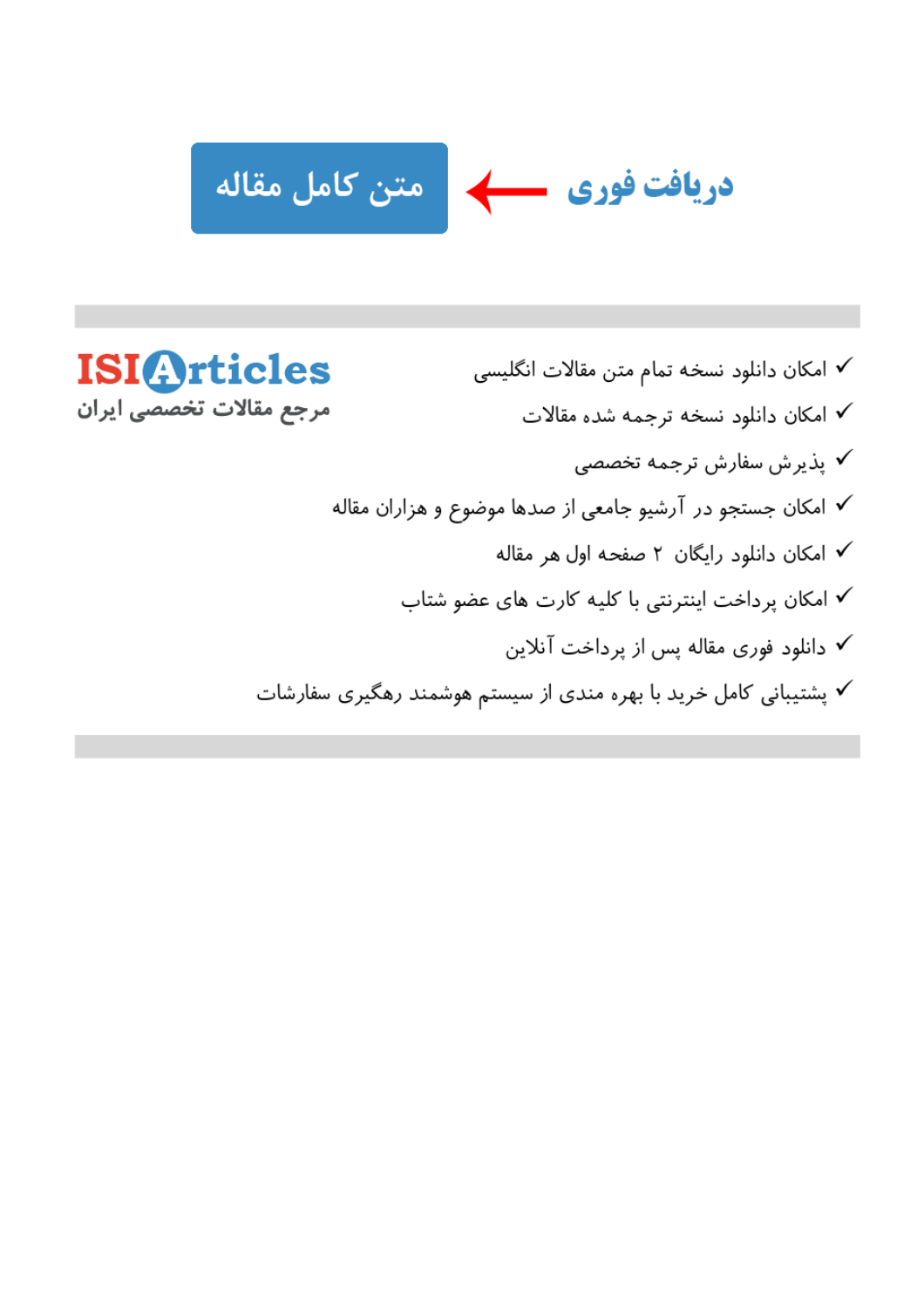دریافت فوری ← متن کامل مقاله

**ISIArticles**
مرجع مقالات تخصصی ایران

- ✓ امکان دانلود نسخه تمام متن مقالات انگلیسی
- ✓ امکان دانلود نسخه ترجمه شده مقالات
- ✓ پذیرش سفارش ترجمه تخصصی
- ✓ امکان جستجو در آرشیو جامعی از صدها موضوع و هزاران مقاله
- ✓ امکان دانلود رایگان ۲ صفحه اول هر مقاله
- ✓ امکان پرداخت اینترنتی با کلیه کارت های عضو شتاب
- ✓ دانلود فوری مقاله پس از پرداخت آنلاین
- ✓ پشتیبانی کامل خرید با بهره مندی از سیستم هوشمند رهگیری سفارشات